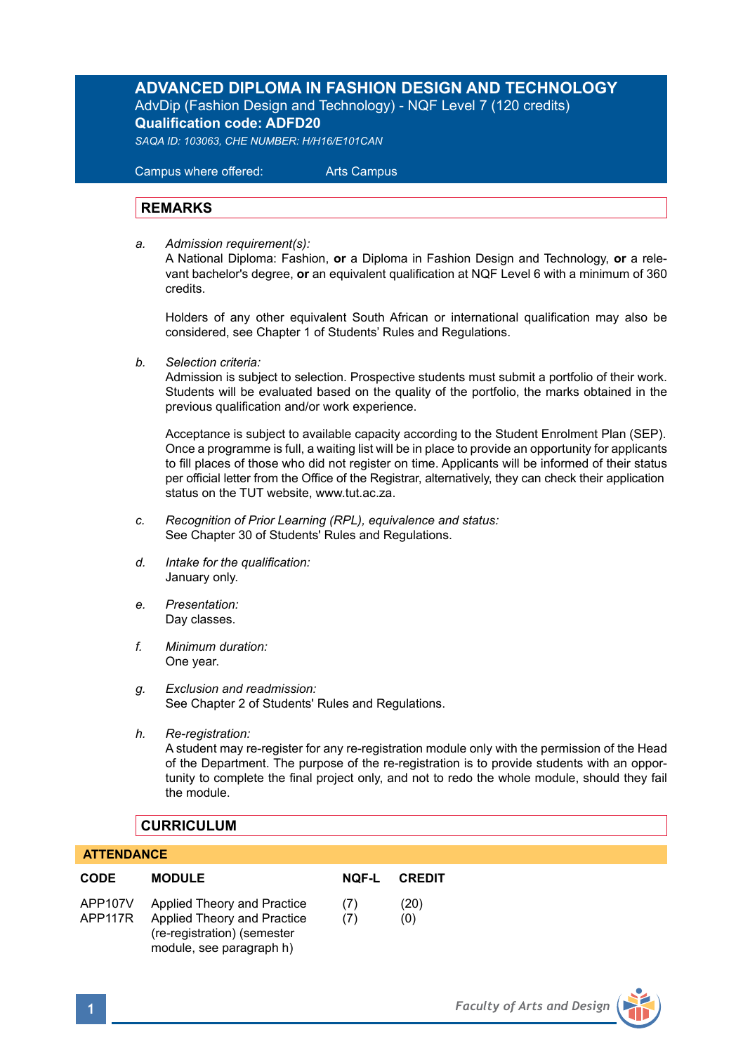# ADVANCED DIPLOMA IN FASHION DESIGN AND TECHNOLOGY

AdvDip (Fashion Design and Technology) - NQF Level 7 (120 credits)

**Qualification code: ADFD20**

*SAQA ID: 103063, CHE NUMBER: H/H16/E101CAN*

Campus where offered: Arts Campus

## REMARKS

*a. Admission requirement(s):*
A National Diploma: Fashion, **or** a Diploma in Fashion Design and Technology, **or** a relevant bachelor's degree, **or** an equivalent qualification at NQF Level 6 with a minimum of 360 credits.

Holders of any other equivalent South African or international qualification may also be considered, see Chapter 1 of Students' Rules and Regulations.

*b. Selection criteria:*
Admission is subject to selection. Prospective students must submit a portfolio of their work. Students will be evaluated based on the quality of the portfolio, the marks obtained in the previous qualification and/or work experience.

Acceptance is subject to available capacity according to the Student Enrolment Plan (SEP). Once a programme is full, a waiting list will be in place to provide an opportunity for applicants to fill places of those who did not register on time. Applicants will be informed of their status per official letter from the Office of the Registrar, alternatively, they can check their application status on the TUT website, www.tut.ac.za.

*c. Recognition of Prior Learning (RPL), equivalence and status:*
See Chapter 30 of Students' Rules and Regulations.

*d. Intake for the qualification:*
January only.

*e. Presentation:*
Day classes.

*f. Minimum duration:*
One year.

*g. Exclusion and readmission:*
See Chapter 2 of Students' Rules and Regulations.

*h. Re-registration:*
A student may re-register for any re-registration module only with the permission of the Head of the Department. The purpose of the re-registration is to provide students with an opportunity to complete the final project only, and not to redo the whole module, should they fail the module.

## CURRICULUM

### ATTENDANCE

| CODE | MODULE | NQF-L | CREDIT |
|---|---|---|---|
| APP107V | Applied Theory and Practice | (7) | (20) |
| APP117R | Applied Theory and Practice (re-registration) (semester module, see paragraph h) | (7) | (0) |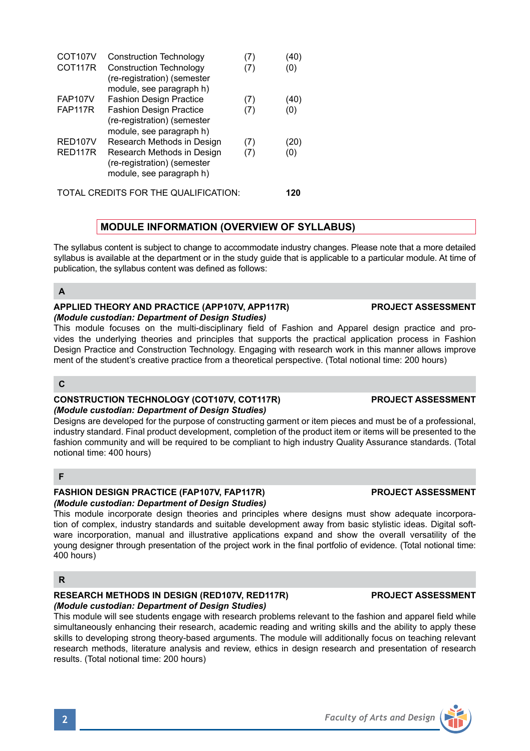| | | | |
|---|---|---|---|
| COT107V | Construction Technology | (7) | (40) |
| COT117R | Construction Technology (re-registration) (semester module, see paragraph h) | (7) | (0) |
| FAP107V | Fashion Design Practice | (7) | (40) |
| FAP117R | Fashion Design Practice (re-registration) (semester module, see paragraph h) | (7) | (0) |
| RED107V | Research Methods in Design | (7) | (20) |
| RED117R | Research Methods in Design (re-registration) (semester module, see paragraph h) | (7) | (0) |

TOTAL CREDITS FOR THE QUALIFICATION: **120**

## MODULE INFORMATION (OVERVIEW OF SYLLABUS)

The syllabus content is subject to change to accommodate industry changes. Please note that a more detailed syllabus is available at the department or in the study guide that is applicable to a particular module. At time of publication, the syllabus content was defined as follows:

### A

**APPLIED THEORY AND PRACTICE (APP107V, APP117R)** **PROJECT ASSESSMENT**
***(Module custodian: Department of Design Studies)***
This module focuses on the multi-disciplinary field of Fashion and Apparel design practice and provides the underlying theories and principles that supports the practical application process in Fashion Design Practice and Construction Technology. Engaging with research work in this manner allows improvement of the student's creative practice from a theoretical perspective. (Total notional time: 200 hours)

### C

**CONSTRUCTION TECHNOLOGY (COT107V, COT117R)** **PROJECT ASSESSMENT**
***(Module custodian: Department of Design Studies)***
Designs are developed for the purpose of constructing garment or item pieces and must be of a professional, industry standard. Final product development, completion of the product item or items will be presented to the fashion community and will be required to be compliant to high industry Quality Assurance standards. (Total notional time: 400 hours)

### F

**FASHION DESIGN PRACTICE (FAP107V, FAP117R)** **PROJECT ASSESSMENT**
***(Module custodian: Department of Design Studies)***
This module incorporate design theories and principles where designs must show adequate incorporation of complex, industry standards and suitable development away from basic stylistic ideas. Digital software incorporation, manual and illustrative applications expand and show the overall versatility of the young designer through presentation of the project work in the final portfolio of evidence. (Total notional time: 400 hours)

### R

**RESEARCH METHODS IN DESIGN (RED107V, RED117R)** **PROJECT ASSESSMENT**
***(Module custodian: Department of Design Studies)***
This module will see students engage with research problems relevant to the fashion and apparel field while simultaneously enhancing their research, academic reading and writing skills and the ability to apply these skills to developing strong theory-based arguments. The module will additionally focus on teaching relevant research methods, literature analysis and review, ethics in design research and presentation of research results. (Total notional time: 200 hours)